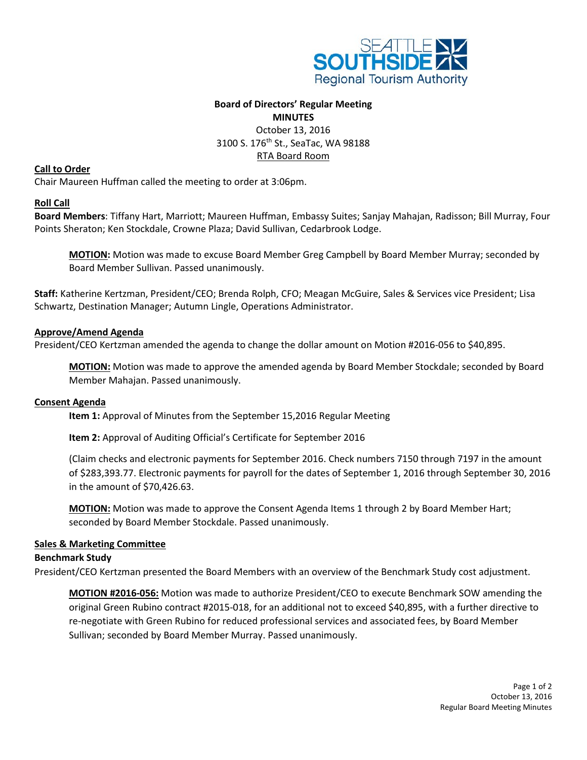# Board of Directors' Regular Meeting

**MINUTES**

October 13, 2016
3100 S. 176th St., SeaTac, WA 98188
RTA Board Room

## Call to Order

Chair Maureen Huffman called the meeting to order at 3:06pm.

## Roll Call

**Board Members**: Tiffany Hart, Marriott; Maureen Huffman, Embassy Suites; Sanjay Mahajan, Radisson; Bill Murray, Four Points Sheraton; Ken Stockdale, Crowne Plaza; David Sullivan, Cedarbrook Lodge.

> **MOTION:** Motion was made to excuse Board Member Greg Campbell by Board Member Murray; seconded by Board Member Sullivan. Passed unanimously.

**Staff:** Katherine Kertzman, President/CEO; Brenda Rolph, CFO; Meagan McGuire, Sales & Services vice President; Lisa Schwartz, Destination Manager; Autumn Lingle, Operations Administrator.

## Approve/Amend Agenda

President/CEO Kertzman amended the agenda to change the dollar amount on Motion #2016-056 to $40,895.

> **MOTION:** Motion was made to approve the amended agenda by Board Member Stockdale; seconded by Board Member Mahajan. Passed unanimously.

## Consent Agenda

> **Item 1:** Approval of Minutes from the September 15,2016 Regular Meeting
>
> **Item 2:** Approval of Auditing Official's Certificate for September 2016
>
> (Claim checks and electronic payments for September 2016. Check numbers 7150 through 7197 in the amount of $283,393.77. Electronic payments for payroll for the dates of September 1, 2016 through September 30, 2016 in the amount of $70,426.63.
>
> **MOTION:** Motion was made to approve the Consent Agenda Items 1 through 2 by Board Member Hart; seconded by Board Member Stockdale. Passed unanimously.

## Sales & Marketing Committee

### Benchmark Study

President/CEO Kertzman presented the Board Members with an overview of the Benchmark Study cost adjustment.

> **MOTION #2016-056:** Motion was made to authorize President/CEO to execute Benchmark SOW amending the original Green Rubino contract #2015-018, for an additional not to exceed $40,895, with a further directive to re-negotiate with Green Rubino for reduced professional services and associated fees, by Board Member Sullivan; seconded by Board Member Murray. Passed unanimously.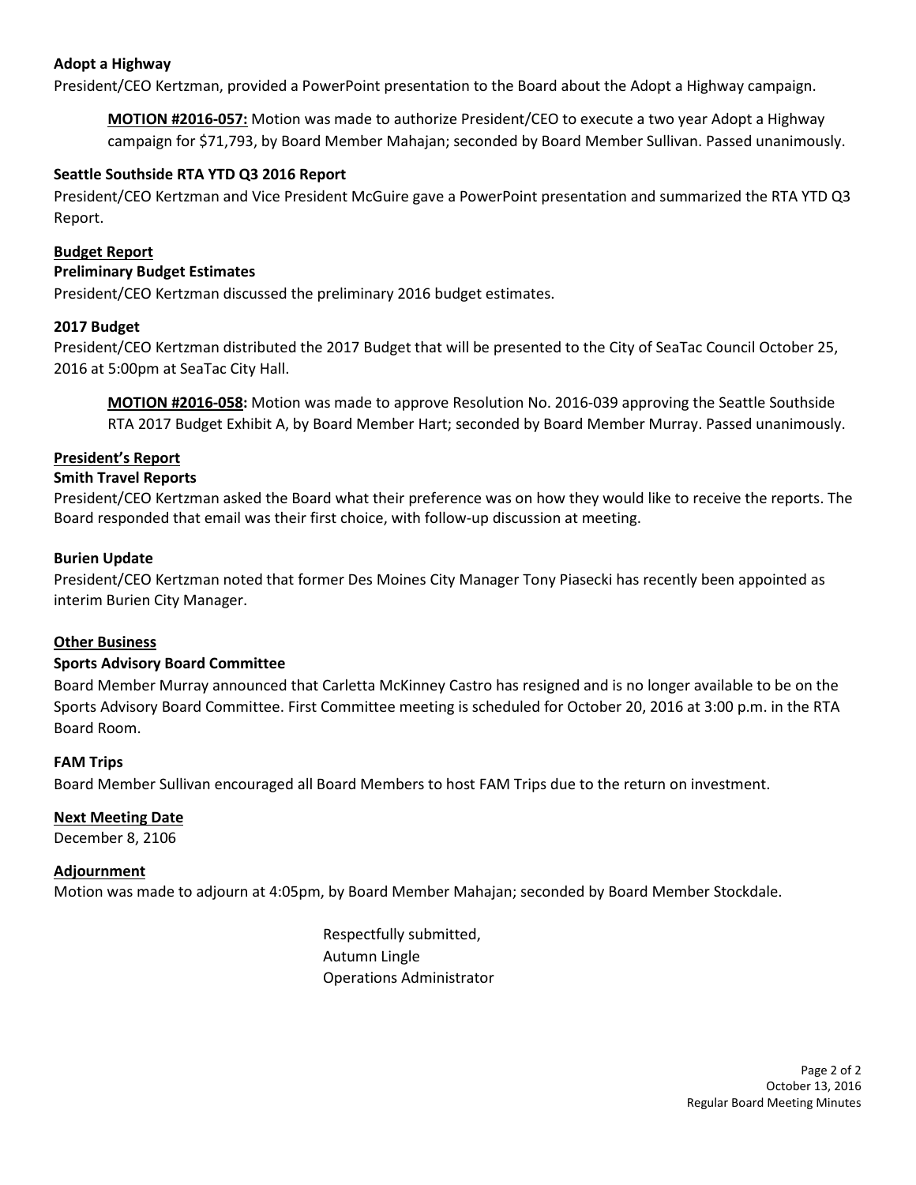**Adopt a Highway**

President/CEO Kertzman, provided a PowerPoint presentation to the Board about the Adopt a Highway campaign.

> **MOTION #2016-057:** Motion was made to authorize President/CEO to execute a two year Adopt a Highway campaign for $71,793, by Board Member Mahajan; seconded by Board Member Sullivan. Passed unanimously.

**Seattle Southside RTA YTD Q3 2016 Report**

President/CEO Kertzman and Vice President McGuire gave a PowerPoint presentation and summarized the RTA YTD Q3 Report.

**Budget Report**

**Preliminary Budget Estimates**

President/CEO Kertzman discussed the preliminary 2016 budget estimates.

**2017 Budget**

President/CEO Kertzman distributed the 2017 Budget that will be presented to the City of SeaTac Council October 25, 2016 at 5:00pm at SeaTac City Hall.

> **MOTION #2016-058:** Motion was made to approve Resolution No. 2016-039 approving the Seattle Southside RTA 2017 Budget Exhibit A, by Board Member Hart; seconded by Board Member Murray. Passed unanimously.

**President's Report**

**Smith Travel Reports**

President/CEO Kertzman asked the Board what their preference was on how they would like to receive the reports. The Board responded that email was their first choice, with follow-up discussion at meeting.

**Burien Update**

President/CEO Kertzman noted that former Des Moines City Manager Tony Piasecki has recently been appointed as interim Burien City Manager.

**Other Business**

**Sports Advisory Board Committee**

Board Member Murray announced that Carletta McKinney Castro has resigned and is no longer available to be on the Sports Advisory Board Committee. First Committee meeting is scheduled for October 20, 2016 at 3:00 p.m. in the RTA Board Room.

**FAM Trips**

Board Member Sullivan encouraged all Board Members to host FAM Trips due to the return on investment.

**Next Meeting Date**

December 8, 2106

**Adjournment**

Motion was made to adjourn at 4:05pm, by Board Member Mahajan; seconded by Board Member Stockdale.

Respectfully submitted,  
Autumn Lingle  
Operations Administrator